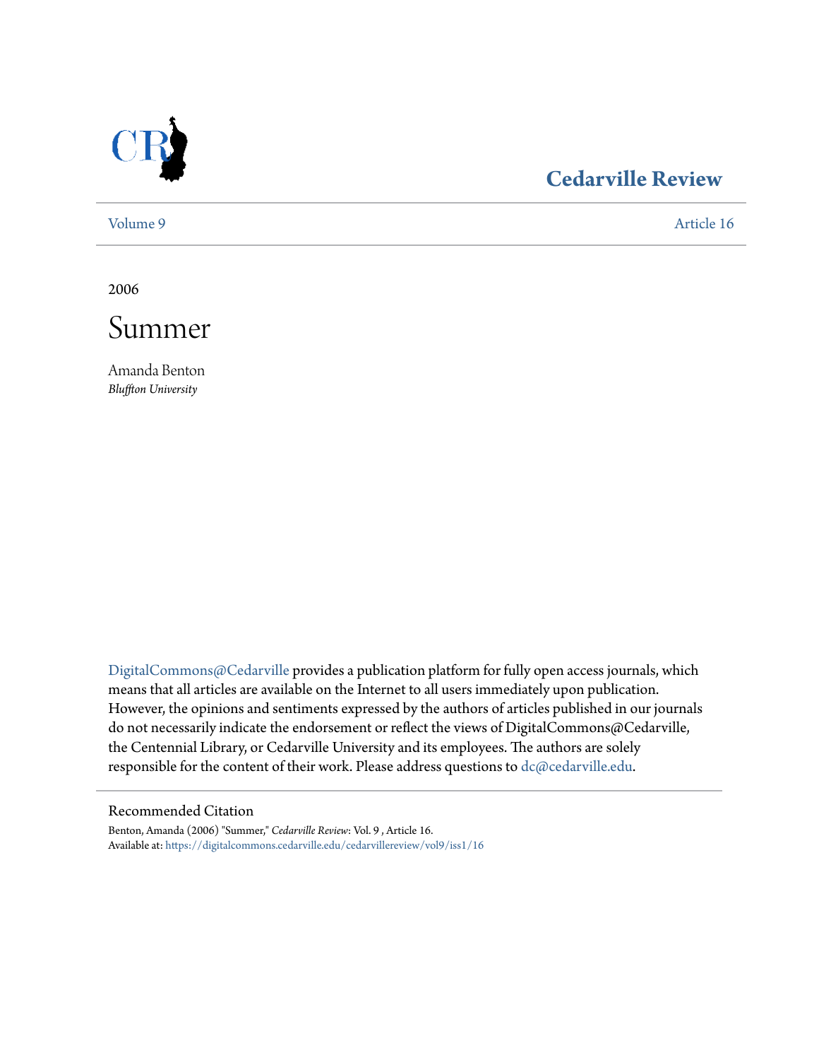# Cedarville Review

Volume 9 | Article 16

2006

# Summer

Amanda Benton
*Bluffton University*

DigitalCommons@Cedarville provides a publication platform for fully open access journals, which means that all articles are available on the Internet to all users immediately upon publication. However, the opinions and sentiments expressed by the authors of articles published in our journals do not necessarily indicate the endorsement or reflect the views of DigitalCommons@Cedarville, the Centennial Library, or Cedarville University and its employees. The authors are solely responsible for the content of their work. Please address questions to dc@cedarville.edu.

## Recommended Citation

Benton, Amanda (2006) "Summer," *Cedarville Review*: Vol. 9 , Article 16.
Available at: https://digitalcommons.cedarville.edu/cedarvillereview/vol9/iss1/16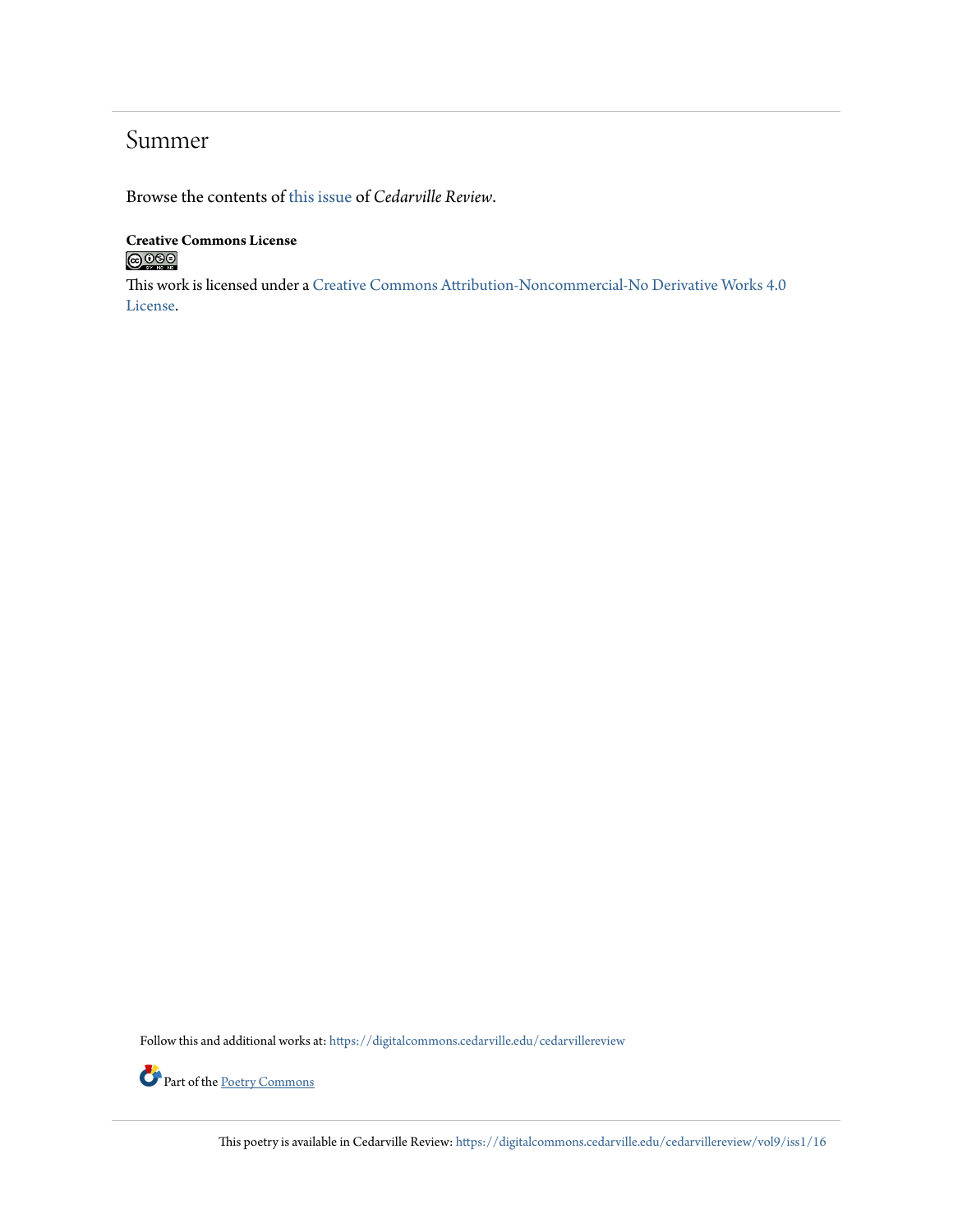# Summer

Browse the contents of this issue of *Cedarville Review*.

**Creative Commons License**

This work is licensed under a Creative Commons Attribution-Noncommercial-No Derivative Works 4.0 License.

Follow this and additional works at: https://digitalcommons.cedarville.edu/cedarvillereview

Part of the Poetry Commons

This poetry is available in Cedarville Review: https://digitalcommons.cedarville.edu/cedarvillereview/vol9/iss1/16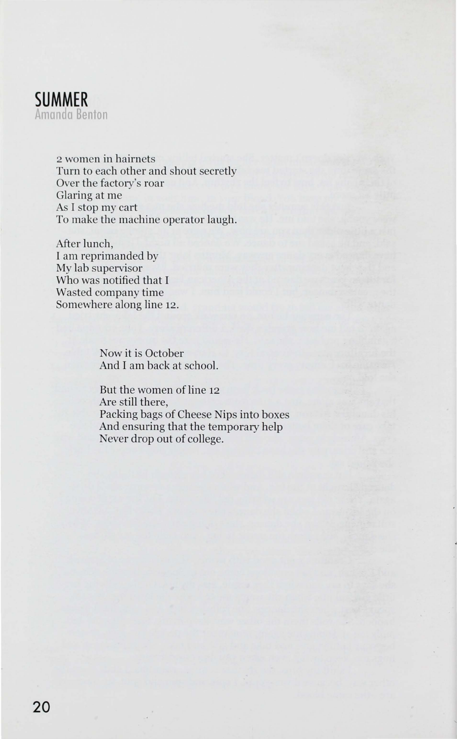# SUMMER

Amanda Benton

2 women in hairnets
Turn to each other and shout secretly
Over the factory's roar
Glaring at me
As I stop my cart
To make the machine operator laugh.

After lunch,
I am reprimanded by
My lab supervisor
Who was notified that I
Wasted company time
Somewhere along line 12.

Now it is October
And I am back at school.

But the women of line 12
Are still there,
Packing bags of Cheese Nips into boxes
And ensuring that the temporary help
Never drop out of college.